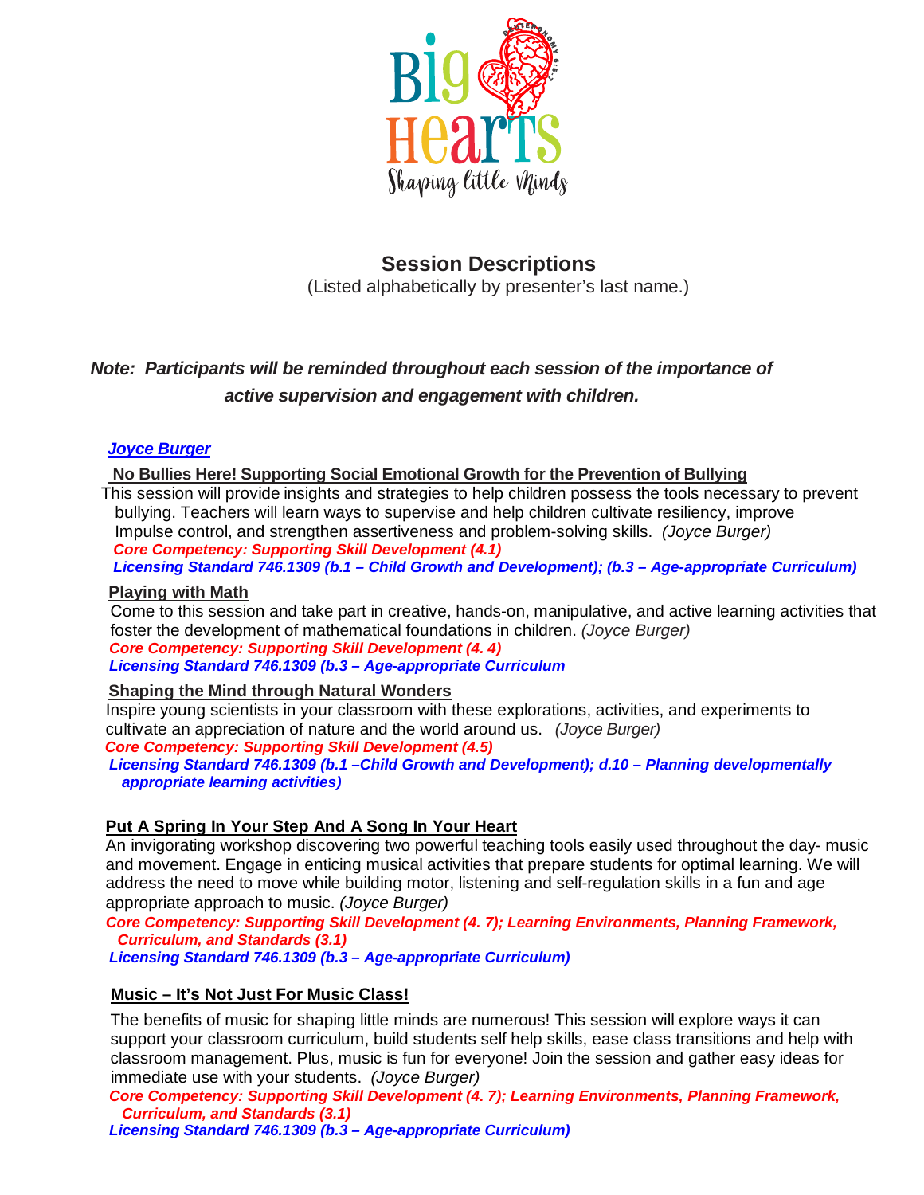# Session Descriptions

(Listed alphabetically by presenter's last name.)

***Note: Participants will be reminded throughout each session of the importance of active supervision and engagement with children.***

***Joyce Burger***

**No Bullies Here! Supporting Social Emotional Growth for the Prevention of Bullying**

This session will provide insights and strategies to help children possess the tools necessary to prevent bullying. Teachers will learn ways to supervise and help children cultivate resiliency, improve Impulse control, and strengthen assertiveness and problem-solving skills. *(Joyce Burger)*

***Core Competency: Supporting Skill Development (4.1)***

***Licensing Standard 746.1309 (b.1 – Child Growth and Development); (b.3 – Age-appropriate Curriculum)***

**Playing with Math**

Come to this session and take part in creative, hands-on, manipulative, and active learning activities that foster the development of mathematical foundations in children. *(Joyce Burger)*

***Core Competency: Supporting Skill Development (4. 4)***

***Licensing Standard 746.1309 (b.3 – Age-appropriate Curriculum***

**Shaping the Mind through Natural Wonders**

Inspire young scientists in your classroom with these explorations, activities, and experiments to cultivate an appreciation of nature and the world around us. *(Joyce Burger)*

***Core Competency: Supporting Skill Development (4.5)***

***Licensing Standard 746.1309 (b.1 –Child Growth and Development); d.10 – Planning developmentally appropriate learning activities)***

**Put A Spring In Your Step And A Song In Your Heart**

An invigorating workshop discovering two powerful teaching tools easily used throughout the day- music and movement. Engage in enticing musical activities that prepare students for optimal learning. We will address the need to move while building motor, listening and self-regulation skills in a fun and age appropriate approach to music. *(Joyce Burger)*

***Core Competency: Supporting Skill Development (4. 7); Learning Environments, Planning Framework, Curriculum, and Standards (3.1)***

***Licensing Standard 746.1309 (b.3 – Age-appropriate Curriculum)***

**Music – It's Not Just For Music Class!**

The benefits of music for shaping little minds are numerous! This session will explore ways it can support your classroom curriculum, build students self help skills, ease class transitions and help with classroom management. Plus, music is fun for everyone! Join the session and gather easy ideas for immediate use with your students. *(Joyce Burger)*

***Core Competency: Supporting Skill Development (4. 7); Learning Environments, Planning Framework, Curriculum, and Standards (3.1)***

***Licensing Standard 746.1309 (b.3 – Age-appropriate Curriculum)***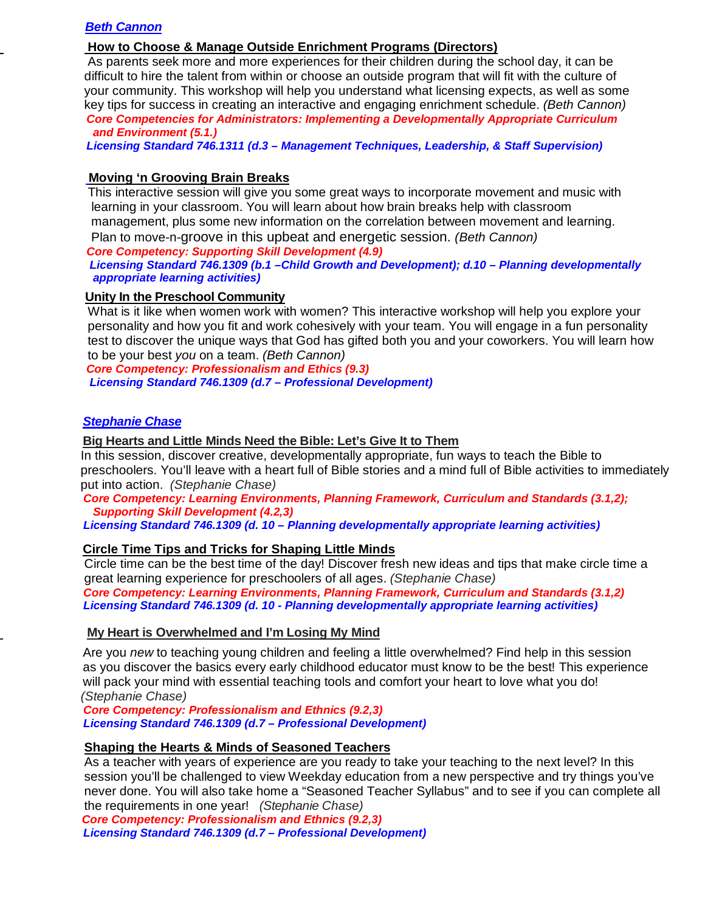***Beth Cannon***

**How to Choose & Manage Outside Enrichment Programs (Directors)**

As parents seek more and more experiences for their children during the school day, it can be difficult to hire the talent from within or choose an outside program that will fit with the culture of your community. This workshop will help you understand what licensing expects, as well as some key tips for success in creating an interactive and engaging enrichment schedule. *(Beth Cannon)*

***Core Competencies for Administrators: Implementing a Developmentally Appropriate Curriculum and Environment (5.1.)***

***Licensing Standard 746.1311 (d.3 – Management Techniques, Leadership, & Staff Supervision)***

**Moving 'n Grooving Brain Breaks**

This interactive session will give you some great ways to incorporate movement and music with learning in your classroom. You will learn about how brain breaks help with classroom management, plus some new information on the correlation between movement and learning. Plan to move-n-groove in this upbeat and energetic session. *(Beth Cannon)*

***Core Competency: Supporting Skill Development (4.9)***

***Licensing Standard 746.1309 (b.1 –Child Growth and Development); d.10 – Planning developmentally appropriate learning activities)***

**Unity In the Preschool Community**

What is it like when women work with women? This interactive workshop will help you explore your personality and how you fit and work cohesively with your team. You will engage in a fun personality test to discover the unique ways that God has gifted both you and your coworkers. You will learn how to be your best *you* on a team. *(Beth Cannon)*

***Core Competency: Professionalism and Ethics (9.3)***

***Licensing Standard 746.1309 (d.7 – Professional Development)***

***Stephanie Chase***

**Big Hearts and Little Minds Need the Bible: Let's Give It to Them**

In this session, discover creative, developmentally appropriate, fun ways to teach the Bible to preschoolers. You'll leave with a heart full of Bible stories and a mind full of Bible activities to immediately put into action. *(Stephanie Chase)*

***Core Competency: Learning Environments, Planning Framework, Curriculum and Standards (3.1,2); Supporting Skill Development (4.2,3)***

***Licensing Standard 746.1309 (d. 10 – Planning developmentally appropriate learning activities)***

**Circle Time Tips and Tricks for Shaping Little Minds**

Circle time can be the best time of the day! Discover fresh new ideas and tips that make circle time a great learning experience for preschoolers of all ages. *(Stephanie Chase)*

***Core Competency: Learning Environments, Planning Framework, Curriculum and Standards (3.1,2)***

***Licensing Standard 746.1309 (d. 10 - Planning developmentally appropriate learning activities)***

**My Heart is Overwhelmed and I'm Losing My Mind**

Are you *new* to teaching young children and feeling a little overwhelmed? Find help in this session as you discover the basics every early childhood educator must know to be the best! This experience will pack your mind with essential teaching tools and comfort your heart to love what you do! *(Stephanie Chase)*

***Core Competency: Professionalism and Ethics (9.2,3)***

***Licensing Standard 746.1309 (d.7 – Professional Development)***

**Shaping the Hearts & Minds of Seasoned Teachers**

As a teacher with years of experience are you ready to take your teaching to the next level? In this session you'll be challenged to view Weekday education from a new perspective and try things you've never done. You will also take home a "Seasoned Teacher Syllabus" and to see if you can complete all the requirements in one year! *(Stephanie Chase)*

***Core Competency: Professionalism and Ethics (9.2,3)***

***Licensing Standard 746.1309 (d.7 – Professional Development)***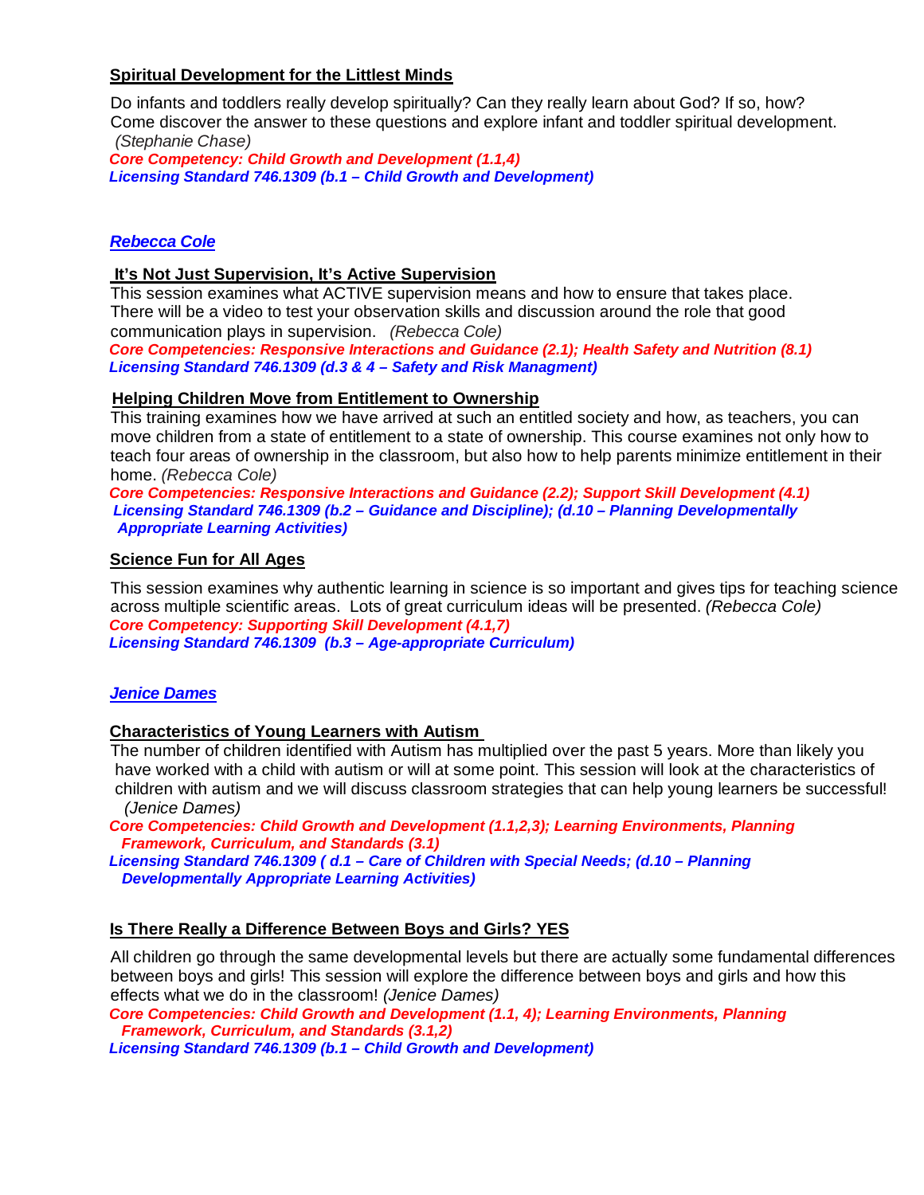**Spiritual Development for the Littlest Minds**

Do infants and toddlers really develop spiritually? Can they really learn about God? If so, how? Come discover the answer to these questions and explore infant and toddler spiritual development. *(Stephanie Chase)*

***Core Competency: Child Growth and Development (1.1,4)***

***Licensing Standard 746.1309 (b.1 – Child Growth and Development)***

## ***Rebecca Cole***

**It's Not Just Supervision, It's Active Supervision**

This session examines what ACTIVE supervision means and how to ensure that takes place. There will be a video to test your observation skills and discussion around the role that good communication plays in supervision. *(Rebecca Cole)*

***Core Competencies: Responsive Interactions and Guidance (2.1); Health Safety and Nutrition (8.1)***

***Licensing Standard 746.1309 (d.3 & 4 – Safety and Risk Managment)***

**Helping Children Move from Entitlement to Ownership**

This training examines how we have arrived at such an entitled society and how, as teachers, you can move children from a state of entitlement to a state of ownership. This course examines not only how to teach four areas of ownership in the classroom, but also how to help parents minimize entitlement in their home. *(Rebecca Cole)*

***Core Competencies: Responsive Interactions and Guidance (2.2); Support Skill Development (4.1)***

***Licensing Standard 746.1309 (b.2 – Guidance and Discipline); (d.10 – Planning Developmentally Appropriate Learning Activities)***

**Science Fun for All Ages**

This session examines why authentic learning in science is so important and gives tips for teaching science across multiple scientific areas. Lots of great curriculum ideas will be presented. *(Rebecca Cole)*

***Core Competency: Supporting Skill Development (4.1,7)***

***Licensing Standard 746.1309 (b.3 – Age-appropriate Curriculum)***

## ***Jenice Dames***

**Characteristics of Young Learners with Autism**

The number of children identified with Autism has multiplied over the past 5 years. More than likely you have worked with a child with autism or will at some point. This session will look at the characteristics of children with autism and we will discuss classroom strategies that can help young learners be successful! *(Jenice Dames)*

***Core Competencies: Child Growth and Development (1.1,2,3); Learning Environments, Planning Framework, Curriculum, and Standards (3.1)***

***Licensing Standard 746.1309 ( d.1 – Care of Children with Special Needs; (d.10 – Planning Developmentally Appropriate Learning Activities)***

**Is There Really a Difference Between Boys and Girls? YES**

All children go through the same developmental levels but there are actually some fundamental differences between boys and girls! This session will explore the difference between boys and girls and how this effects what we do in the classroom! *(Jenice Dames)*

***Core Competencies: Child Growth and Development (1.1, 4); Learning Environments, Planning Framework, Curriculum, and Standards (3.1,2)***

***Licensing Standard 746.1309 (b.1 – Child Growth and Development)***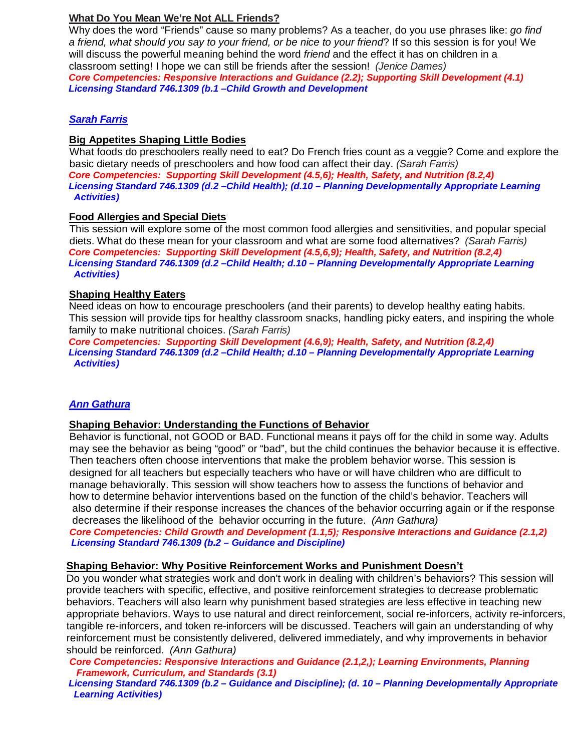### What Do You Mean We're Not ALL Friends?

Why does the word "Friends" cause so many problems? As a teacher, do you use phrases like: *go find a friend, what should you say to your friend, or be nice to your friend*? If so this session is for you! We will discuss the powerful meaning behind the word *friend* and the effect it has on children in a classroom setting! I hope we can still be friends after the session! *(Jenice Dames)*

***Core Competencies: Responsive Interactions and Guidance (2.2); Supporting Skill Development (4.1)***
***Licensing Standard 746.1309 (b.1 –Child Growth and Development***

## *Sarah Farris*

### Big Appetites Shaping Little Bodies

What foods do preschoolers really need to eat? Do French fries count as a veggie? Come and explore the basic dietary needs of preschoolers and how food can affect their day. *(Sarah Farris)*

***Core Competencies: Supporting Skill Development (4.5,6); Health, Safety, and Nutrition (8.2,4)***
***Licensing Standard 746.1309 (d.2 –Child Health); (d.10 – Planning Developmentally Appropriate Learning Activities)***

### Food Allergies and Special Diets

This session will explore some of the most common food allergies and sensitivities, and popular special diets. What do these mean for your classroom and what are some food alternatives? *(Sarah Farris)*

***Core Competencies: Supporting Skill Development (4.5,6,9); Health, Safety, and Nutrition (8.2,4)***
***Licensing Standard 746.1309 (d.2 –Child Health; d.10 – Planning Developmentally Appropriate Learning Activities)***

### Shaping Healthy Eaters

Need ideas on how to encourage preschoolers (and their parents) to develop healthy eating habits. This session will provide tips for healthy classroom snacks, handling picky eaters, and inspiring the whole family to make nutritional choices. *(Sarah Farris)*

***Core Competencies: Supporting Skill Development (4.6,9); Health, Safety, and Nutrition (8.2,4)***
***Licensing Standard 746.1309 (d.2 –Child Health; d.10 – Planning Developmentally Appropriate Learning Activities)***

## *Ann Gathura*

### Shaping Behavior: Understanding the Functions of Behavior

Behavior is functional, not GOOD or BAD. Functional means it pays off for the child in some way. Adults may see the behavior as being "good" or "bad", but the child continues the behavior because it is effective. Then teachers often choose interventions that make the problem behavior worse. This session is designed for all teachers but especially teachers who have or will have children who are difficult to manage behaviorally. This session will show teachers how to assess the functions of behavior and how to determine behavior interventions based on the function of the child's behavior. Teachers will also determine if their response increases the chances of the behavior occurring again or if the response decreases the likelihood of the behavior occurring in the future. *(Ann Gathura)*

***Core Competencies: Child Growth and Development (1.1,5); Responsive Interactions and Guidance (2.1,2)***
***Licensing Standard 746.1309 (b.2 – Guidance and Discipline)***

### Shaping Behavior: Why Positive Reinforcement Works and Punishment Doesn't

Do you wonder what strategies work and don't work in dealing with children's behaviors? This session will provide teachers with specific, effective, and positive reinforcement strategies to decrease problematic behaviors. Teachers will also learn why punishment based strategies are less effective in teaching new appropriate behaviors. Ways to use natural and direct reinforcement, social re-inforcers, activity re-inforcers, tangible re-inforcers, and token re-inforcers will be discussed. Teachers will gain an understanding of why reinforcement must be consistently delivered, delivered immediately, and why improvements in behavior should be reinforced. *(Ann Gathura)*

***Core Competencies: Responsive Interactions and Guidance (2.1,2,); Learning Environments, Planning Framework, Curriculum, and Standards (3.1)***
***Licensing Standard 746.1309 (b.2 – Guidance and Discipline); (d. 10 – Planning Developmentally Appropriate Learning Activities)***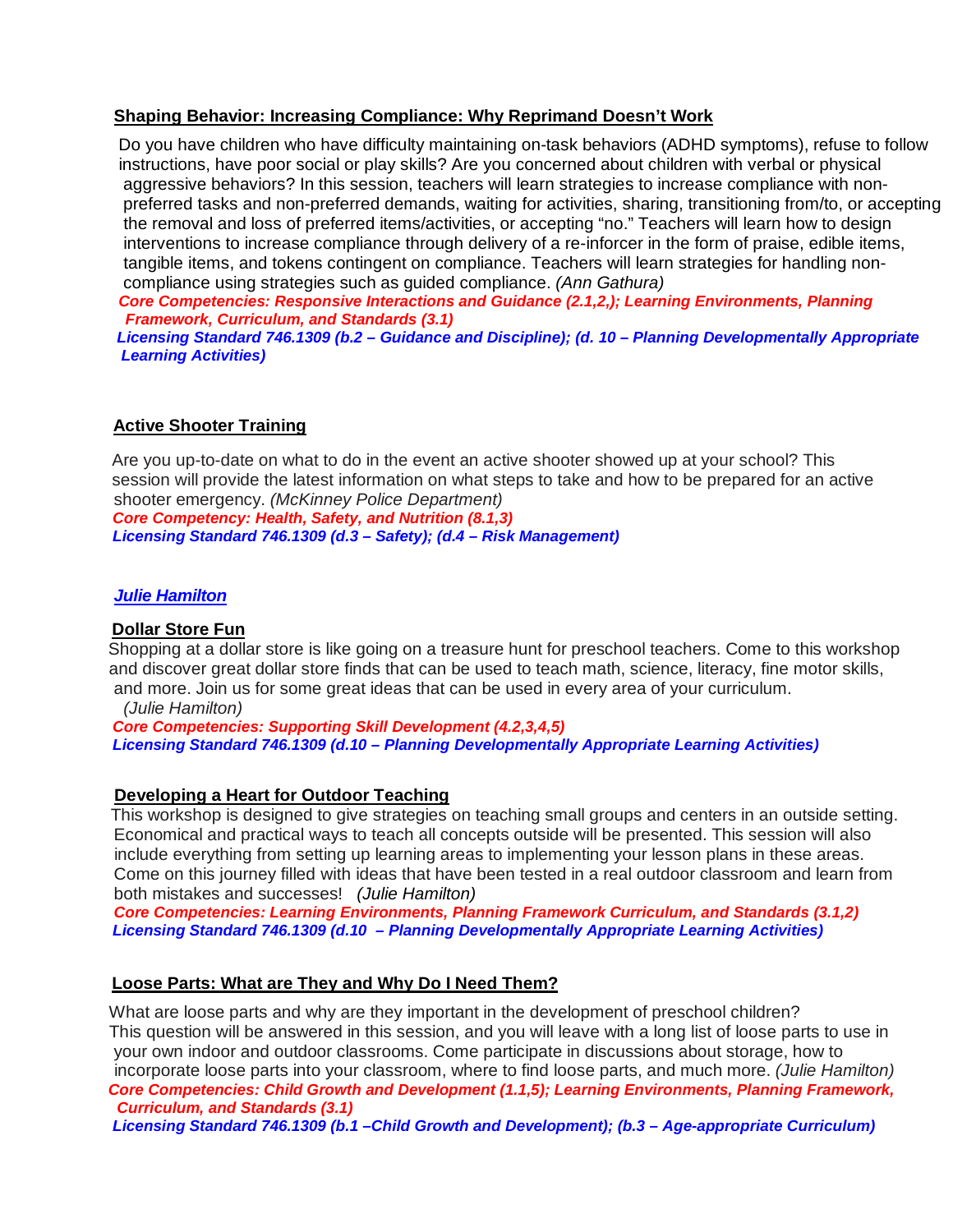**Shaping Behavior: Increasing Compliance: Why Reprimand Doesn't Work**

Do you have children who have difficulty maintaining on-task behaviors (ADHD symptoms), refuse to follow instructions, have poor social or play skills? Are you concerned about children with verbal or physical aggressive behaviors? In this session, teachers will learn strategies to increase compliance with non-preferred tasks and non-preferred demands, waiting for activities, sharing, transitioning from/to, or accepting the removal and loss of preferred items/activities, or accepting "no." Teachers will learn how to design interventions to increase compliance through delivery of a re-inforcer in the form of praise, edible items, tangible items, and tokens contingent on compliance. Teachers will learn strategies for handling non-compliance using strategies such as guided compliance. *(Ann Gathura)*

***Core Competencies: Responsive Interactions and Guidance (2.1,2,); Learning Environments, Planning Framework, Curriculum, and Standards (3.1)***

***Licensing Standard 746.1309 (b.2 – Guidance and Discipline); (d. 10 – Planning Developmentally Appropriate Learning Activities)***

**Active Shooter Training**

Are you up-to-date on what to do in the event an active shooter showed up at your school? This session will provide the latest information on what steps to take and how to be prepared for an active shooter emergency. *(McKinney Police Department)*

***Core Competency: Health, Safety, and Nutrition (8.1,3)***

***Licensing Standard 746.1309 (d.3 – Safety); (d.4 – Risk Management)***

***Julie Hamilton***

**Dollar Store Fun**

Shopping at a dollar store is like going on a treasure hunt for preschool teachers. Come to this workshop and discover great dollar store finds that can be used to teach math, science, literacy, fine motor skills, and more. Join us for some great ideas that can be used in every area of your curriculum. *(Julie Hamilton)*

***Core Competencies: Supporting Skill Development (4.2,3,4,5)***

***Licensing Standard 746.1309 (d.10 – Planning Developmentally Appropriate Learning Activities)***

**Developing a Heart for Outdoor Teaching**

This workshop is designed to give strategies on teaching small groups and centers in an outside setting. Economical and practical ways to teach all concepts outside will be presented. This session will also include everything from setting up learning areas to implementing your lesson plans in these areas. Come on this journey filled with ideas that have been tested in a real outdoor classroom and learn from both mistakes and successes! *(Julie Hamilton)*

***Core Competencies: Learning Environments, Planning Framework Curriculum, and Standards (3.1,2)***

***Licensing Standard 746.1309 (d.10 – Planning Developmentally Appropriate Learning Activities)***

**Loose Parts: What are They and Why Do I Need Them?**

What are loose parts and why are they important in the development of preschool children? This question will be answered in this session, and you will leave with a long list of loose parts to use in your own indoor and outdoor classrooms. Come participate in discussions about storage, how to incorporate loose parts into your classroom, where to find loose parts, and much more. *(Julie Hamilton)*

***Core Competencies: Child Growth and Development (1.1,5); Learning Environments, Planning Framework, Curriculum, and Standards (3.1)***

***Licensing Standard 746.1309 (b.1 –Child Growth and Development); (b.3 – Age-appropriate Curriculum)***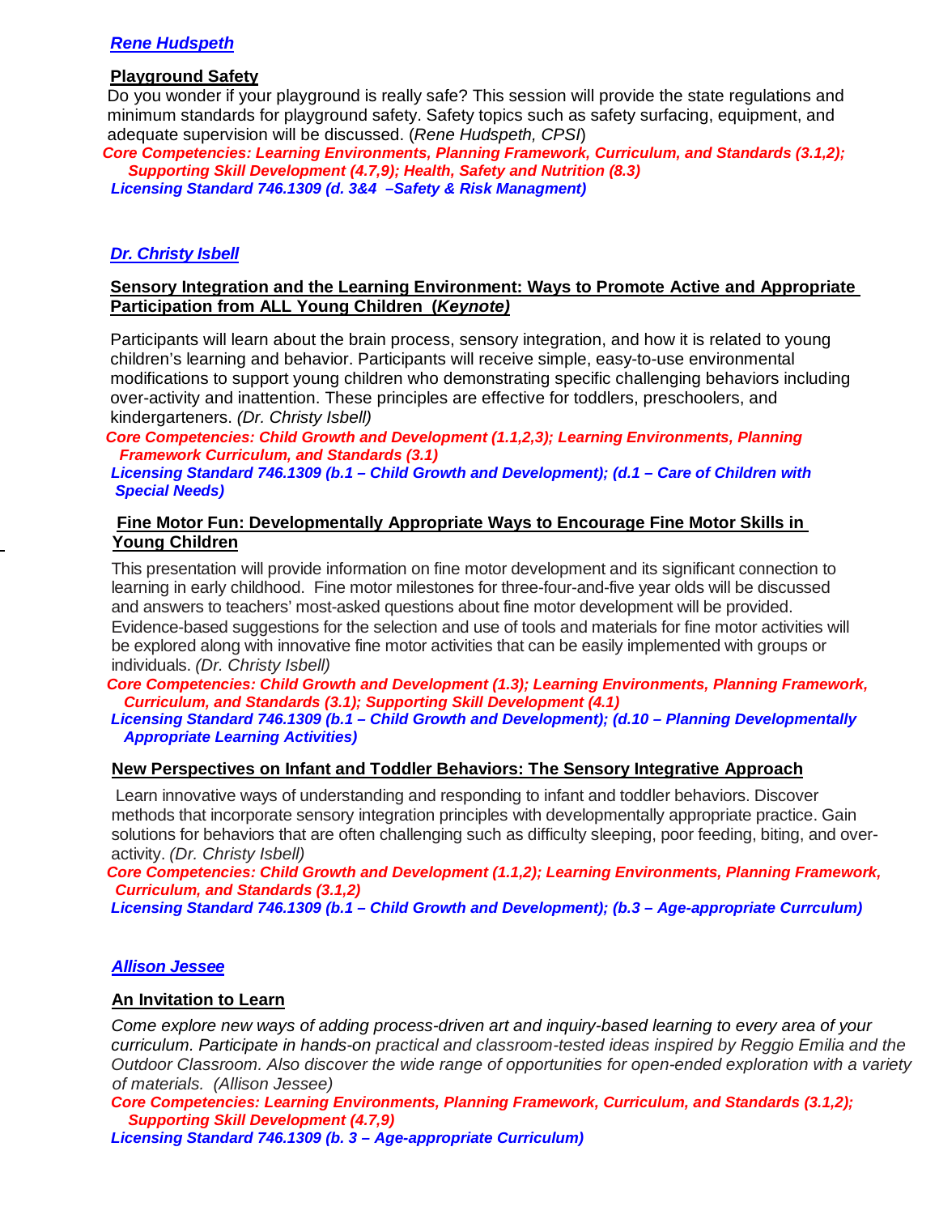***Rene Hudspeth***

**Playground Safety**

Do you wonder if your playground is really safe? This session will provide the state regulations and minimum standards for playground safety. Safety topics such as safety surfacing, equipment, and adequate supervision will be discussed. (*Rene Hudspeth, CPSI*)

***Core Competencies: Learning Environments, Planning Framework, Curriculum, and Standards (3.1,2); Supporting Skill Development (4.7,9); Health, Safety and Nutrition (8.3)***

***Licensing Standard 746.1309 (d. 3&4 –Safety & Risk Managment)***

***Dr. Christy Isbell***

**Sensory Integration and the Learning Environment: Ways to Promote Active and Appropriate Participation from ALL Young Children (*Keynote)***

Participants will learn about the brain process, sensory integration, and how it is related to young children's learning and behavior. Participants will receive simple, easy-to-use environmental modifications to support young children who demonstrating specific challenging behaviors including over-activity and inattention. These principles are effective for toddlers, preschoolers, and kindergarteners. *(Dr. Christy Isbell)*

***Core Competencies: Child Growth and Development (1.1,2,3); Learning Environments, Planning Framework Curriculum, and Standards (3.1)***

***Licensing Standard 746.1309 (b.1 – Child Growth and Development); (d.1 – Care of Children with Special Needs)***

**Fine Motor Fun: Developmentally Appropriate Ways to Encourage Fine Motor Skills in Young Children**

This presentation will provide information on fine motor development and its significant connection to learning in early childhood. Fine motor milestones for three-four-and-five year olds will be discussed and answers to teachers' most-asked questions about fine motor development will be provided. Evidence-based suggestions for the selection and use of tools and materials for fine motor activities will be explored along with innovative fine motor activities that can be easily implemented with groups or individuals. *(Dr. Christy Isbell)*

***Core Competencies: Child Growth and Development (1.3); Learning Environments, Planning Framework, Curriculum, and Standards (3.1); Supporting Skill Development (4.1)***

***Licensing Standard 746.1309 (b.1 – Child Growth and Development); (d.10 – Planning Developmentally Appropriate Learning Activities)***

**New Perspectives on Infant and Toddler Behaviors: The Sensory Integrative Approach**

Learn innovative ways of understanding and responding to infant and toddler behaviors. Discover methods that incorporate sensory integration principles with developmentally appropriate practice. Gain solutions for behaviors that are often challenging such as difficulty sleeping, poor feeding, biting, and over-activity. *(Dr. Christy Isbell)*

***Core Competencies: Child Growth and Development (1.1,2); Learning Environments, Planning Framework, Curriculum, and Standards (3.1,2)***

***Licensing Standard 746.1309 (b.1 – Child Growth and Development); (b.3 – Age-appropriate Currculum)***

***Allison Jessee***

**An Invitation to Learn**

*Come explore new ways of adding process-driven art and inquiry-based learning to every area of your curriculum. Participate in hands-on practical and classroom-tested ideas inspired by Reggio Emilia and the Outdoor Classroom. Also discover the wide range of opportunities for open-ended exploration with a variety of materials. (Allison Jessee)*

***Core Competencies: Learning Environments, Planning Framework, Curriculum, and Standards (3.1,2); Supporting Skill Development (4.7,9)***

***Licensing Standard 746.1309 (b. 3 – Age-appropriate Curriculum)***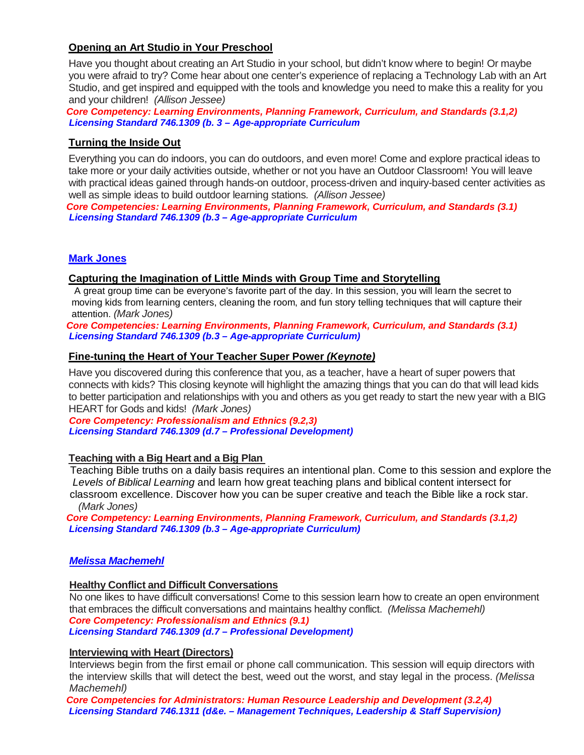### Opening an Art Studio in Your Preschool

Have you thought about creating an Art Studio in your school, but didn't know where to begin! Or maybe you were afraid to try? Come hear about one center's experience of replacing a Technology Lab with an Art Studio, and get inspired and equipped with the tools and knowledge you need to make this a reality for you and your children! *(Allison Jessee)*

***Core Competency: Learning Environments, Planning Framework, Curriculum, and Standards (3.1,2)***
***Licensing Standard 746.1309 (b. 3 – Age-appropriate Curriculum***

### Turning the Inside Out

Everything you can do indoors, you can do outdoors, and even more! Come and explore practical ideas to take more or your daily activities outside, whether or not you have an Outdoor Classroom! You will leave with practical ideas gained through hands-on outdoor, process-driven and inquiry-based center activities as well as simple ideas to build outdoor learning stations. *(Allison Jessee)*

***Core Competencies: Learning Environments, Planning Framework, Curriculum, and Standards (3.1)***
***Licensing Standard 746.1309 (b.3 – Age-appropriate Curriculum***

## Mark Jones

### Capturing the Imagination of Little Minds with Group Time and Storytelling

A great group time can be everyone's favorite part of the day. In this session, you will learn the secret to moving kids from learning centers, cleaning the room, and fun story telling techniques that will capture their attention. *(Mark Jones)*

***Core Competencies: Learning Environments, Planning Framework, Curriculum, and Standards (3.1)***
***Licensing Standard 746.1309 (b.3 – Age-appropriate Curriculum)***

### Fine-tuning the Heart of Your Teacher Super Power *(Keynote)*

Have you discovered during this conference that you, as a teacher, have a heart of super powers that connects with kids? This closing keynote will highlight the amazing things that you can do that will lead kids to better participation and relationships with you and others as you get ready to start the new year with a BIG HEART for Gods and kids! *(Mark Jones)*

***Core Competency: Professionalism and Ethnics (9.2,3)***
***Licensing Standard 746.1309 (d.7 – Professional Development)***

### Teaching with a Big Heart and a Big Plan

Teaching Bible truths on a daily basis requires an intentional plan. Come to this session and explore the *Levels of Biblical Learning* and learn how great teaching plans and biblical content intersect for classroom excellence. Discover how you can be super creative and teach the Bible like a rock star. *(Mark Jones)*

***Core Competency: Learning Environments, Planning Framework, Curriculum, and Standards (3.1,2)***
***Licensing Standard 746.1309 (b.3 – Age-appropriate Curriculum)***

## *Melissa Machemehl*

### Healthy Conflict and Difficult Conversations

No one likes to have difficult conversations! Come to this session learn how to create an open environment that embraces the difficult conversations and maintains healthy conflict. *(Melissa Machemehl)*

***Core Competency: Professionalism and Ethnics (9.1)***
***Licensing Standard 746.1309 (d.7 – Professional Development)***

### Interviewing with Heart (Directors)

Interviews begin from the first email or phone call communication. This session will equip directors with the interview skills that will detect the best, weed out the worst, and stay legal in the process. *(Melissa Machemehl)*

***Core Competencies for Administrators: Human Resource Leadership and Development (3.2,4)***
***Licensing Standard 746.1311 (d&e. – Management Techniques, Leadership & Staff Supervision)***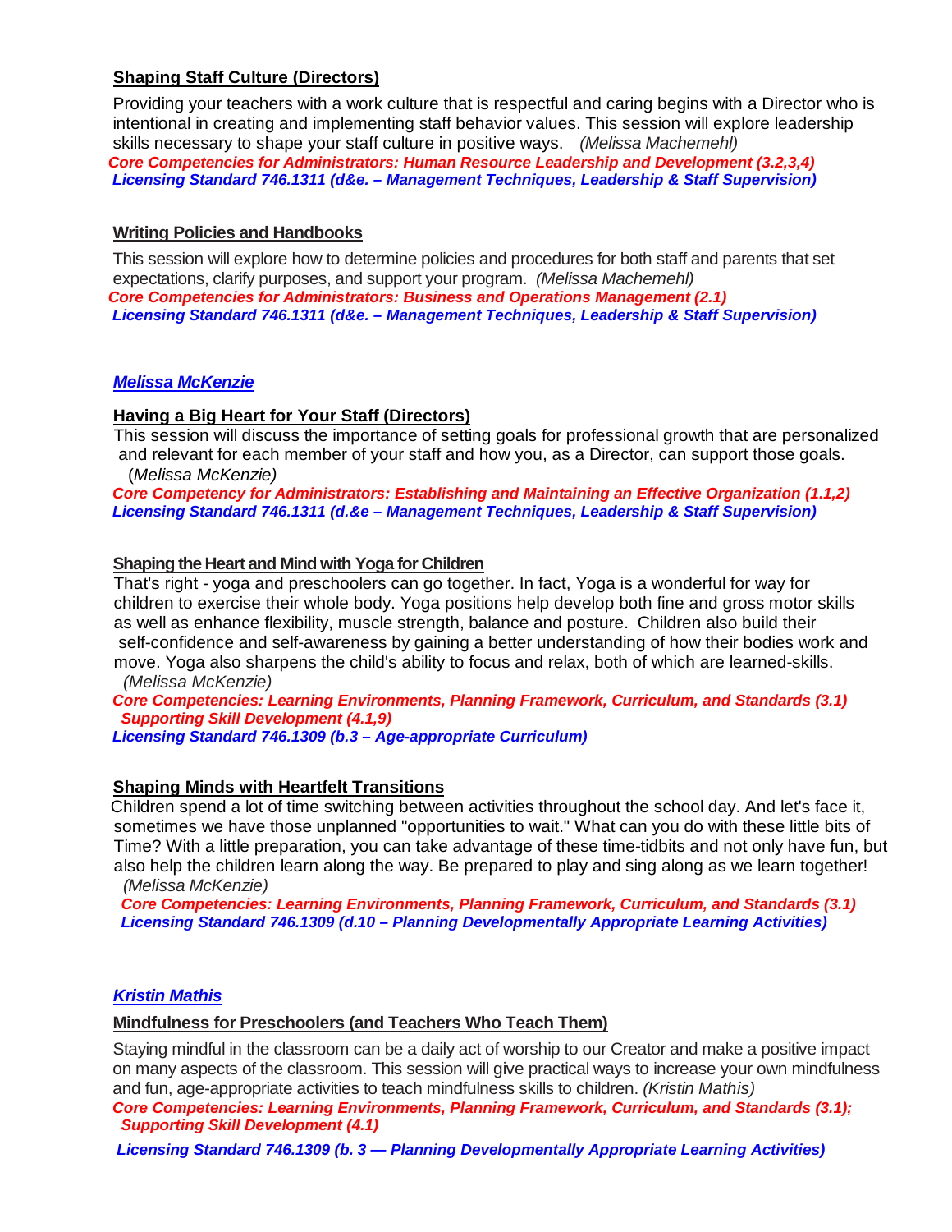**Shaping Staff Culture (Directors)**

Providing your teachers with a work culture that is respectful and caring begins with a Director who is intentional in creating and implementing staff behavior values. This session will explore leadership skills necessary to shape your staff culture in positive ways. *(Melissa Machemehl)*

***Core Competencies for Administrators: Human Resource Leadership and Development (3.2,3,4)***

***Licensing Standard 746.1311 (d&e. – Management Techniques, Leadership & Staff Supervision)***

**Writing Policies and Handbooks**

This session will explore how to determine policies and procedures for both staff and parents that set expectations, clarify purposes, and support your program. *(Melissa Machemehl)*

***Core Competencies for Administrators: Business and Operations Management (2.1)***

***Licensing Standard 746.1311 (d&e. – Management Techniques, Leadership & Staff Supervision)***

## *Melissa McKenzie*

**Having a Big Heart for Your Staff (Directors)**

This session will discuss the importance of setting goals for professional growth that are personalized and relevant for each member of your staff and how you, as a Director, can support those goals. (*Melissa McKenzie)*

***Core Competency for Administrators: Establishing and Maintaining an Effective Organization (1.1,2)***

***Licensing Standard 746.1311 (d.&e – Management Techniques, Leadership & Staff Supervision)***

**Shaping the Heart and Mind with Yoga for Children**

That's right - yoga and preschoolers can go together. In fact, Yoga is a wonderful for way for children to exercise their whole body. Yoga positions help develop both fine and gross motor skills as well as enhance flexibility, muscle strength, balance and posture. Children also build their self-confidence and self-awareness by gaining a better understanding of how their bodies work and move. Yoga also sharpens the child's ability to focus and relax, both of which are learned-skills. *(Melissa McKenzie)*

***Core Competencies: Learning Environments, Planning Framework, Curriculum, and Standards (3.1) Supporting Skill Development (4.1,9)***

***Licensing Standard 746.1309 (b.3 – Age-appropriate Curriculum)***

**Shaping Minds with Heartfelt Transitions**

Children spend a lot of time switching between activities throughout the school day. And let's face it, sometimes we have those unplanned "opportunities to wait." What can you do with these little bits of Time? With a little preparation, you can take advantage of these time-tidbits and not only have fun, but also help the children learn along the way. Be prepared to play and sing along as we learn together! *(Melissa McKenzie)*

***Core Competencies: Learning Environments, Planning Framework, Curriculum, and Standards (3.1)***

***Licensing Standard 746.1309 (d.10 – Planning Developmentally Appropriate Learning Activities)***

## *Kristin Mathis*

**Mindfulness for Preschoolers (and Teachers Who Teach Them)**

Staying mindful in the classroom can be a daily act of worship to our Creator and make a positive impact on many aspects of the classroom. This session will give practical ways to increase your own mindfulness and fun, age-appropriate activities to teach mindfulness skills to children. *(Kristin Mathis)*

***Core Competencies: Learning Environments, Planning Framework, Curriculum, and Standards (3.1); Supporting Skill Development (4.1)***

***Licensing Standard 746.1309 (b. 3 — Planning Developmentally Appropriate Learning Activities)***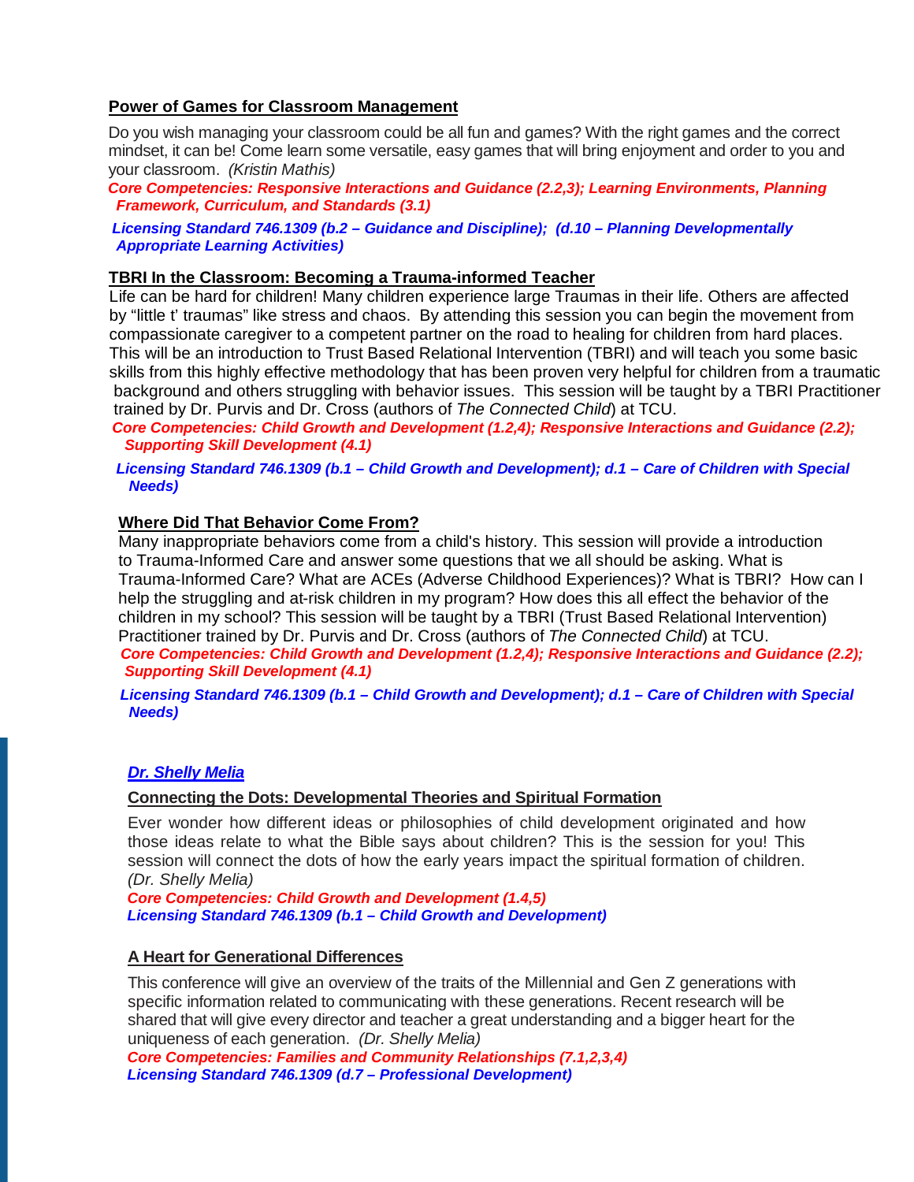### Power of Games for Classroom Management

Do you wish managing your classroom could be all fun and games? With the right games and the correct mindset, it can be! Come learn some versatile, easy games that will bring enjoyment and order to you and your classroom. *(Kristin Mathis)*

***Core Competencies: Responsive Interactions and Guidance (2.2,3); Learning Environments, Planning Framework, Curriculum, and Standards (3.1)***

***Licensing Standard 746.1309 (b.2 – Guidance and Discipline); (d.10 – Planning Developmentally Appropriate Learning Activities)***

### TBRI In the Classroom: Becoming a Trauma-informed Teacher

Life can be hard for children! Many children experience large Traumas in their life. Others are affected by "little t' traumas" like stress and chaos. By attending this session you can begin the movement from compassionate caregiver to a competent partner on the road to healing for children from hard places. This will be an introduction to Trust Based Relational Intervention (TBRI) and will teach you some basic skills from this highly effective methodology that has been proven very helpful for children from a traumatic background and others struggling with behavior issues. This session will be taught by a TBRI Practitioner trained by Dr. Purvis and Dr. Cross (authors of *The Connected Child*) at TCU.

***Core Competencies: Child Growth and Development (1.2,4); Responsive Interactions and Guidance (2.2); Supporting Skill Development (4.1)***

***Licensing Standard 746.1309 (b.1 – Child Growth and Development); d.1 – Care of Children with Special Needs)***

### Where Did That Behavior Come From?

Many inappropriate behaviors come from a child's history. This session will provide a introduction to Trauma-Informed Care and answer some questions that we all should be asking. What is Trauma-Informed Care? What are ACEs (Adverse Childhood Experiences)? What is TBRI? How can I help the struggling and at-risk children in my program? How does this all effect the behavior of the children in my school? This session will be taught by a TBRI (Trust Based Relational Intervention) Practitioner trained by Dr. Purvis and Dr. Cross (authors of *The Connected Child*) at TCU.

***Core Competencies: Child Growth and Development (1.2,4); Responsive Interactions and Guidance (2.2); Supporting Skill Development (4.1)***

***Licensing Standard 746.1309 (b.1 – Child Growth and Development); d.1 – Care of Children with Special Needs)***

## *Dr. Shelly Melia*

### Connecting the Dots: Developmental Theories and Spiritual Formation

Ever wonder how different ideas or philosophies of child development originated and how those ideas relate to what the Bible says about children? This is the session for you! This session will connect the dots of how the early years impact the spiritual formation of children. *(Dr. Shelly Melia)*

***Core Competencies: Child Growth and Development (1.4,5)***
***Licensing Standard 746.1309 (b.1 – Child Growth and Development)***

### A Heart for Generational Differences

This conference will give an overview of the traits of the Millennial and Gen Z generations with specific information related to communicating with these generations. Recent research will be shared that will give every director and teacher a great understanding and a bigger heart for the uniqueness of each generation. *(Dr. Shelly Melia)*

***Core Competencies: Families and Community Relationships (7.1,2,3,4)***
***Licensing Standard 746.1309 (d.7 – Professional Development)***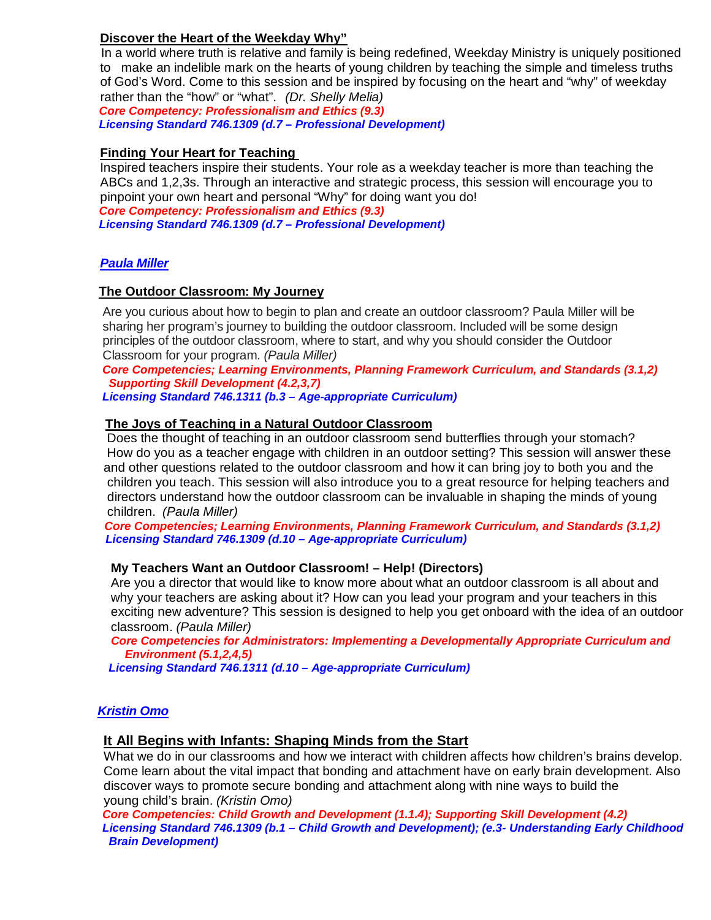**Discover the Heart of the Weekday Why"**

In a world where truth is relative and family is being redefined, Weekday Ministry is uniquely positioned to make an indelible mark on the hearts of young children by teaching the simple and timeless truths of God's Word. Come to this session and be inspired by focusing on the heart and "why" of weekday rather than the "how" or "what". *(Dr. Shelly Melia)*

***Core Competency: Professionalism and Ethics (9.3)***

***Licensing Standard 746.1309 (d.7 – Professional Development)***

**Finding Your Heart for Teaching**

Inspired teachers inspire their students. Your role as a weekday teacher is more than teaching the ABCs and 1,2,3s. Through an interactive and strategic process, this session will encourage you to pinpoint your own heart and personal "Why" for doing want you do!

***Core Competency: Professionalism and Ethics (9.3)***

***Licensing Standard 746.1309 (d.7 – Professional Development)***

## *Paula Miller*

**The Outdoor Classroom: My Journey**

Are you curious about how to begin to plan and create an outdoor classroom? Paula Miller will be sharing her program's journey to building the outdoor classroom. Included will be some design principles of the outdoor classroom, where to start, and why you should consider the Outdoor Classroom for your program. *(Paula Miller)*

***Core Competencies; Learning Environments, Planning Framework Curriculum, and Standards (3.1,2) Supporting Skill Development (4.2,3,7)***

***Licensing Standard 746.1311 (b.3 – Age-appropriate Curriculum)***

**The Joys of Teaching in a Natural Outdoor Classroom**

Does the thought of teaching in an outdoor classroom send butterflies through your stomach? How do you as a teacher engage with children in an outdoor setting? This session will answer these and other questions related to the outdoor classroom and how it can bring joy to both you and the children you teach. This session will also introduce you to a great resource for helping teachers and directors understand how the outdoor classroom can be invaluable in shaping the minds of young children. *(Paula Miller)*

***Core Competencies; Learning Environments, Planning Framework Curriculum, and Standards (3.1,2)***

***Licensing Standard 746.1309 (d.10 – Age-appropriate Curriculum)***

**My Teachers Want an Outdoor Classroom! – Help! (Directors)**

Are you a director that would like to know more about what an outdoor classroom is all about and why your teachers are asking about it? How can you lead your program and your teachers in this exciting new adventure? This session is designed to help you get onboard with the idea of an outdoor classroom. *(Paula Miller)*

***Core Competencies for Administrators: Implementing a Developmentally Appropriate Curriculum and Environment (5.1,2,4,5)***

***Licensing Standard 746.1311 (d.10 – Age-appropriate Curriculum)***

## *Kristin Omo*

**It All Begins with Infants: Shaping Minds from the Start**

What we do in our classrooms and how we interact with children affects how children's brains develop. Come learn about the vital impact that bonding and attachment have on early brain development. Also discover ways to promote secure bonding and attachment along with nine ways to build the young child's brain. *(Kristin Omo)*

***Core Competencies: Child Growth and Development (1.1.4); Supporting Skill Development (4.2)***

***Licensing Standard 746.1309 (b.1 – Child Growth and Development); (e.3- Understanding Early Childhood Brain Development)***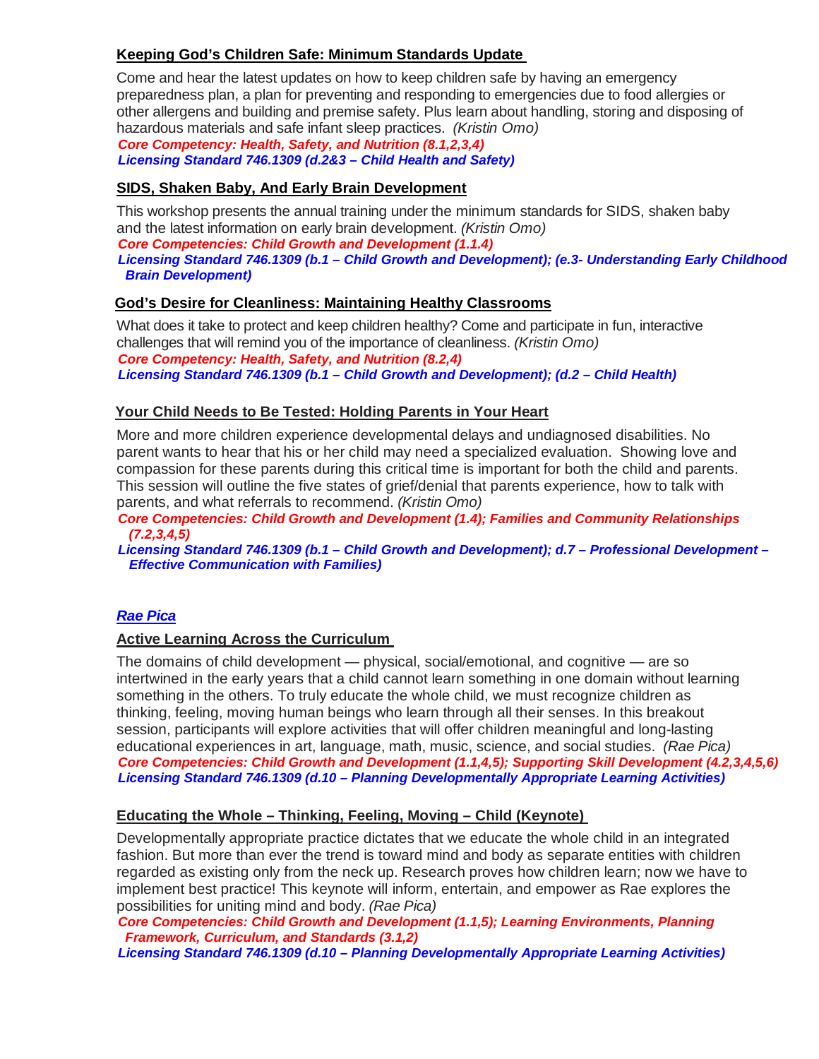### Keeping God's Children Safe: Minimum Standards Update

Come and hear the latest updates on how to keep children safe by having an emergency preparedness plan, a plan for preventing and responding to emergencies due to food allergies or other allergens and building and premise safety. Plus learn about handling, storing and disposing of hazardous materials and safe infant sleep practices. *(Kristin Omo)*

***Core Competency: Health, Safety, and Nutrition (8.1,2,3,4)***

***Licensing Standard 746.1309 (d.2&3 – Child Health and Safety)***

### SIDS, Shaken Baby, And Early Brain Development

This workshop presents the annual training under the minimum standards for SIDS, shaken baby and the latest information on early brain development. *(Kristin Omo)*

***Core Competencies: Child Growth and Development (1.1.4)***

***Licensing Standard 746.1309 (b.1 – Child Growth and Development); (e.3- Understanding Early Childhood Brain Development)***

### God's Desire for Cleanliness: Maintaining Healthy Classrooms

What does it take to protect and keep children healthy? Come and participate in fun, interactive challenges that will remind you of the importance of cleanliness. *(Kristin Omo)*

***Core Competency: Health, Safety, and Nutrition (8.2,4)***

***Licensing Standard 746.1309 (b.1 – Child Growth and Development); (d.2 – Child Health)***

### Your Child Needs to Be Tested: Holding Parents in Your Heart

More and more children experience developmental delays and undiagnosed disabilities. No parent wants to hear that his or her child may need a specialized evaluation. Showing love and compassion for these parents during this critical time is important for both the child and parents. This session will outline the five states of grief/denial that parents experience, how to talk with parents, and what referrals to recommend. *(Kristin Omo)*

***Core Competencies: Child Growth and Development (1.4); Families and Community Relationships (7.2,3,4,5)***

***Licensing Standard 746.1309 (b.1 – Child Growth and Development); d.7 – Professional Development – Effective Communication with Families)***

## *Rae Pica*

### Active Learning Across the Curriculum

The domains of child development — physical, social/emotional, and cognitive — are so intertwined in the early years that a child cannot learn something in one domain without learning something in the others. To truly educate the whole child, we must recognize children as thinking, feeling, moving human beings who learn through all their senses. In this breakout session, participants will explore activities that will offer children meaningful and long-lasting educational experiences in art, language, math, music, science, and social studies. *(Rae Pica)*

***Core Competencies: Child Growth and Development (1.1,4,5); Supporting Skill Development (4.2,3,4,5,6)***

***Licensing Standard 746.1309 (d.10 – Planning Developmentally Appropriate Learning Activities)***

### Educating the Whole – Thinking, Feeling, Moving – Child (Keynote)

Developmentally appropriate practice dictates that we educate the whole child in an integrated fashion. But more than ever the trend is toward mind and body as separate entities with children regarded as existing only from the neck up. Research proves how children learn; now we have to implement best practice! This keynote will inform, entertain, and empower as Rae explores the possibilities for uniting mind and body. *(Rae Pica)*

***Core Competencies: Child Growth and Development (1.1,5); Learning Environments, Planning Framework, Curriculum, and Standards (3.1,2)***

***Licensing Standard 746.1309 (d.10 – Planning Developmentally Appropriate Learning Activities)***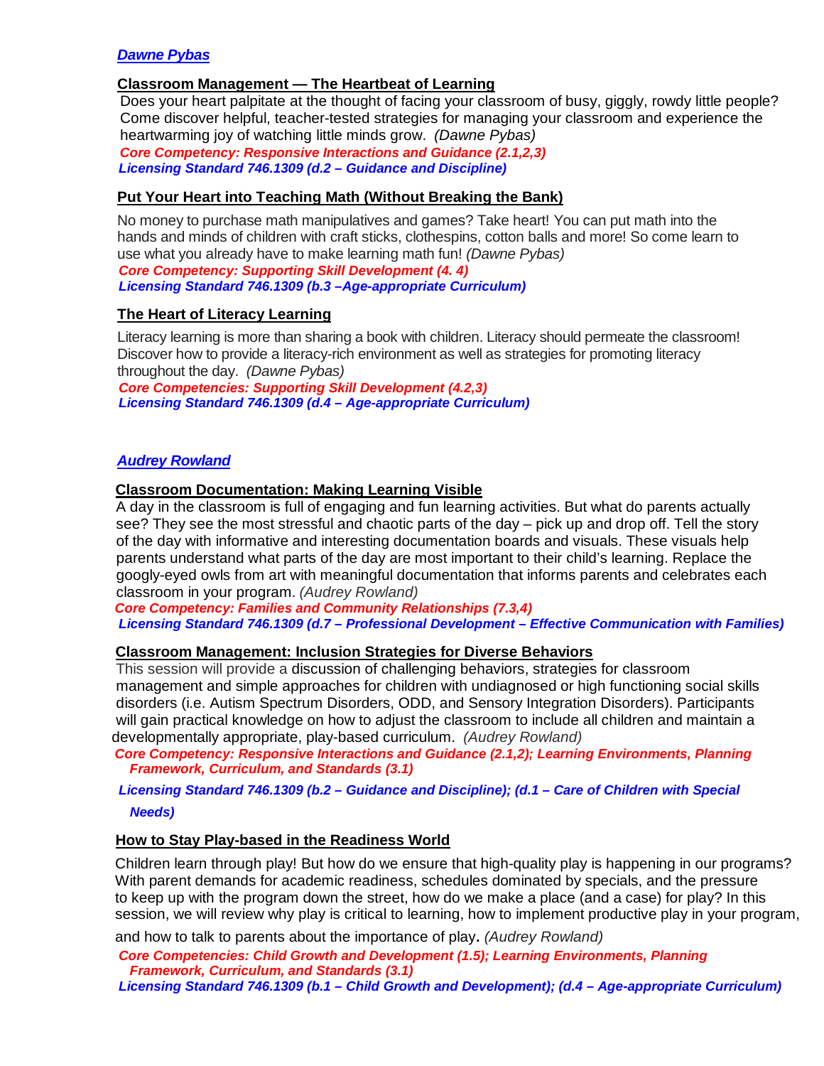***Dawne Pybas***

**Classroom Management — The Heartbeat of Learning**

Does your heart palpitate at the thought of facing your classroom of busy, giggly, rowdy little people? Come discover helpful, teacher-tested strategies for managing your classroom and experience the heartwarming joy of watching little minds grow. *(Dawne Pybas)*

***Core Competency: Responsive Interactions and Guidance (2.1,2,3)***

***Licensing Standard 746.1309 (d.2 – Guidance and Discipline)***

**Put Your Heart into Teaching Math (Without Breaking the Bank)**

No money to purchase math manipulatives and games? Take heart! You can put math into the hands and minds of children with craft sticks, clothespins, cotton balls and more! So come learn to use what you already have to make learning math fun! *(Dawne Pybas)*

***Core Competency: Supporting Skill Development (4. 4)***

***Licensing Standard 746.1309 (b.3 –Age-appropriate Curriculum)***

**The Heart of Literacy Learning**

Literacy learning is more than sharing a book with children. Literacy should permeate the classroom! Discover how to provide a literacy-rich environment as well as strategies for promoting literacy throughout the day. *(Dawne Pybas)*

***Core Competencies: Supporting Skill Development (4.2,3)***

***Licensing Standard 746.1309 (d.4 – Age-appropriate Curriculum)***

***Audrey Rowland***

**Classroom Documentation: Making Learning Visible**

A day in the classroom is full of engaging and fun learning activities. But what do parents actually see? They see the most stressful and chaotic parts of the day – pick up and drop off. Tell the story of the day with informative and interesting documentation boards and visuals. These visuals help parents understand what parts of the day are most important to their child's learning. Replace the googly-eyed owls from art with meaningful documentation that informs parents and celebrates each classroom in your program. *(Audrey Rowland)*

***Core Competency: Families and Community Relationships (7.3,4)***

***Licensing Standard 746.1309 (d.7 – Professional Development – Effective Communication with Families)***

**Classroom Management: Inclusion Strategies for Diverse Behaviors**

This session will provide a discussion of challenging behaviors, strategies for classroom management and simple approaches for children with undiagnosed or high functioning social skills disorders (i.e. Autism Spectrum Disorders, ODD, and Sensory Integration Disorders). Participants will gain practical knowledge on how to adjust the classroom to include all children and maintain a developmentally appropriate, play-based curriculum. *(Audrey Rowland)*

***Core Competency: Responsive Interactions and Guidance (2.1,2); Learning Environments, Planning Framework, Curriculum, and Standards (3.1)***

***Licensing Standard 746.1309 (b.2 – Guidance and Discipline); (d.1 – Care of Children with Special Needs)***

**How to Stay Play-based in the Readiness World**

Children learn through play! But how do we ensure that high-quality play is happening in our programs? With parent demands for academic readiness, schedules dominated by specials, and the pressure to keep up with the program down the street, how do we make a place (and a case) for play? In this session, we will review why play is critical to learning, how to implement productive play in your program, and how to talk to parents about the importance of play**.** *(Audrey Rowland)*

***Core Competencies: Child Growth and Development (1.5); Learning Environments, Planning Framework, Curriculum, and Standards (3.1)***

***Licensing Standard 746.1309 (b.1 – Child Growth and Development); (d.4 – Age-appropriate Curriculum)***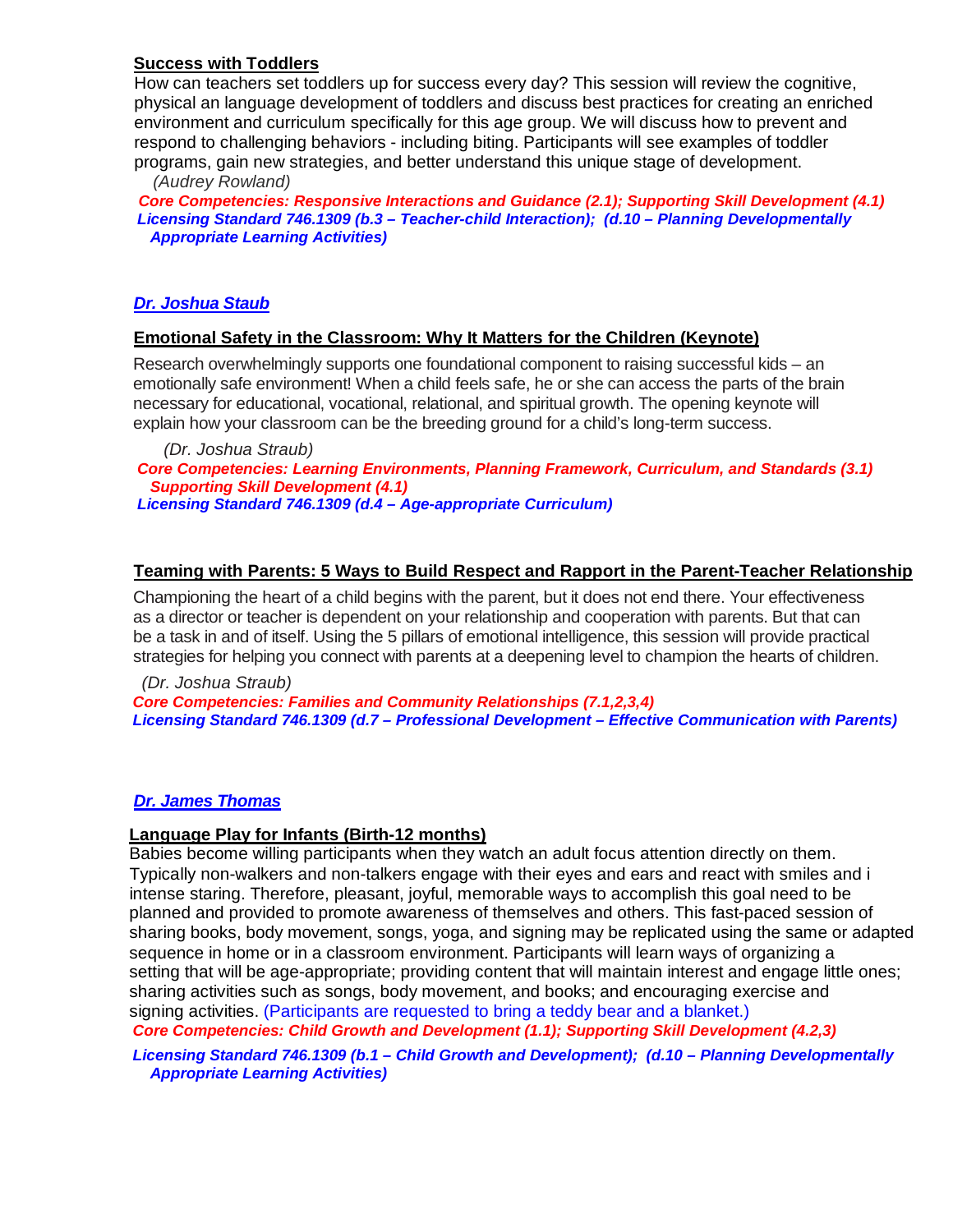**Success with Toddlers**

How can teachers set toddlers up for success every day? This session will review the cognitive, physical an language development of toddlers and discuss best practices for creating an enriched environment and curriculum specifically for this age group. We will discuss how to prevent and respond to challenging behaviors - including biting. Participants will see examples of toddler programs, gain new strategies, and better understand this unique stage of development.

*(Audrey Rowland)*

***Core Competencies: Responsive Interactions and Guidance (2.1); Supporting Skill Development (4.1)***

***Licensing Standard 746.1309 (b.3 – Teacher-child Interaction); (d.10 – Planning Developmentally Appropriate Learning Activities)***

## ***Dr. Joshua Staub***

**Emotional Safety in the Classroom: Why It Matters for the Children (Keynote)**

Research overwhelmingly supports one foundational component to raising successful kids – an emotionally safe environment! When a child feels safe, he or she can access the parts of the brain necessary for educational, vocational, relational, and spiritual growth. The opening keynote will explain how your classroom can be the breeding ground for a child's long-term success.

*(Dr. Joshua Straub)*

***Core Competencies: Learning Environments, Planning Framework, Curriculum, and Standards (3.1) Supporting Skill Development (4.1)***

***Licensing Standard 746.1309 (d.4 – Age-appropriate Curriculum)***

**Teaming with Parents: 5 Ways to Build Respect and Rapport in the Parent-Teacher Relationship**

Championing the heart of a child begins with the parent, but it does not end there. Your effectiveness as a director or teacher is dependent on your relationship and cooperation with parents. But that can be a task in and of itself. Using the 5 pillars of emotional intelligence, this session will provide practical strategies for helping you connect with parents at a deepening level to champion the hearts of children.

*(Dr. Joshua Straub)*

***Core Competencies: Families and Community Relationships (7.1,2,3,4)***

***Licensing Standard 746.1309 (d.7 – Professional Development – Effective Communication with Parents)***

## ***Dr. James Thomas***

**Language Play for Infants (Birth-12 months)**

Babies become willing participants when they watch an adult focus attention directly on them. Typically non-walkers and non-talkers engage with their eyes and ears and react with smiles and i intense staring. Therefore, pleasant, joyful, memorable ways to accomplish this goal need to be planned and provided to promote awareness of themselves and others. This fast-paced session of sharing books, body movement, songs, yoga, and signing may be replicated using the same or adapted sequence in home or in a classroom environment. Participants will learn ways of organizing a setting that will be age-appropriate; providing content that will maintain interest and engage little ones; sharing activities such as songs, body movement, and books; and encouraging exercise and signing activities. (Participants are requested to bring a teddy bear and a blanket.)

***Core Competencies: Child Growth and Development (1.1); Supporting Skill Development (4.2,3)***

***Licensing Standard 746.1309 (b.1 – Child Growth and Development); (d.10 – Planning Developmentally Appropriate Learning Activities)***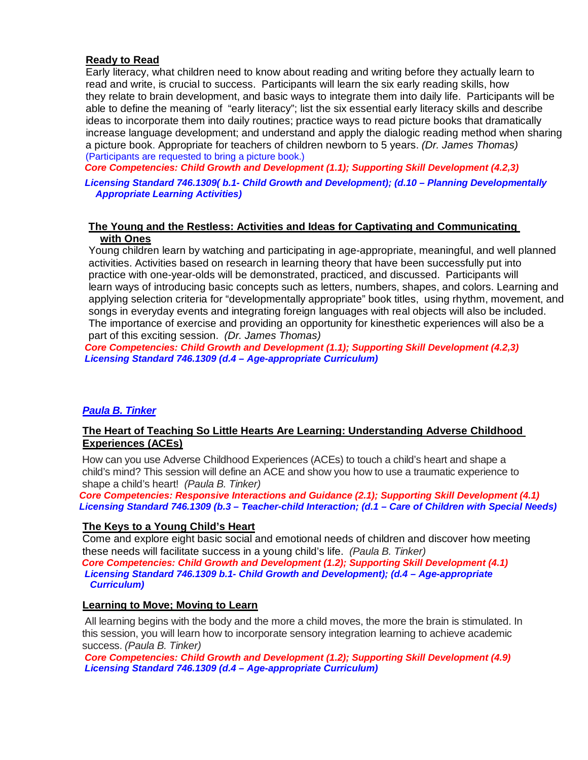**Ready to Read**

Early literacy, what children need to know about reading and writing before they actually learn to read and write, is crucial to success. Participants will learn the six early reading skills, how they relate to brain development, and basic ways to integrate them into daily life. Participants will be able to define the meaning of "early literacy"; list the six essential early literacy skills and describe ideas to incorporate them into daily routines; practice ways to read picture books that dramatically increase language development; and understand and apply the dialogic reading method when sharing a picture book. Appropriate for teachers of children newborn to 5 years. *(Dr. James Thomas)*
(Participants are requested to bring a picture book.)

***Core Competencies: Child Growth and Development (1.1); Supporting Skill Development (4.2,3)***

***Licensing Standard 746.1309( b.1- Child Growth and Development); (d.10 – Planning Developmentally Appropriate Learning Activities)***

**The Young and the Restless: Activities and Ideas for Captivating and Communicating with Ones**

Young children learn by watching and participating in age-appropriate, meaningful, and well planned activities. Activities based on research in learning theory that have been successfully put into practice with one-year-olds will be demonstrated, practiced, and discussed. Participants will learn ways of introducing basic concepts such as letters, numbers, shapes, and colors. Learning and applying selection criteria for "developmentally appropriate" book titles, using rhythm, movement, and songs in everyday events and integrating foreign languages with real objects will also be included. The importance of exercise and providing an opportunity for kinesthetic experiences will also be a part of this exciting session. *(Dr. James Thomas)*

***Core Competencies: Child Growth and Development (1.1); Supporting Skill Development (4.2,3)***
***Licensing Standard 746.1309 (d.4 – Age-appropriate Curriculum)***

## ***Paula B. Tinker***

**The Heart of Teaching So Little Hearts Are Learning: Understanding Adverse Childhood Experiences (ACEs)**

How can you use Adverse Childhood Experiences (ACEs) to touch a child's heart and shape a child's mind? This session will define an ACE and show you how to use a traumatic experience to shape a child's heart! *(Paula B. Tinker)*

***Core Competencies: Responsive Interactions and Guidance (2.1); Supporting Skill Development (4.1)***
***Licensing Standard 746.1309 (b.3 – Teacher-child Interaction; (d.1 – Care of Children with Special Needs)***

**The Keys to a Young Child's Heart**

Come and explore eight basic social and emotional needs of children and discover how meeting these needs will facilitate success in a young child's life. *(Paula B. Tinker)*

***Core Competencies: Child Growth and Development (1.2); Supporting Skill Development (4.1)***
***Licensing Standard 746.1309 b.1- Child Growth and Development); (d.4 – Age-appropriate Curriculum)***

**Learning to Move; Moving to Learn**

All learning begins with the body and the more a child moves, the more the brain is stimulated. In this session, you will learn how to incorporate sensory integration learning to achieve academic success. *(Paula B. Tinker)*

***Core Competencies: Child Growth and Development (1.2); Supporting Skill Development (4.9)***
***Licensing Standard 746.1309 (d.4 – Age-appropriate Curriculum)***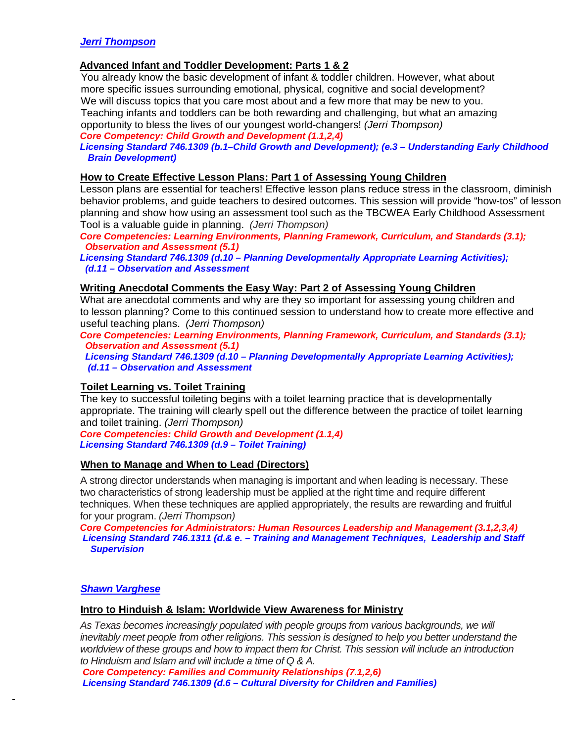***Jerri Thompson***

**Advanced Infant and Toddler Development: Parts 1 & 2**

You already know the basic development of infant & toddler children. However, what about more specific issues surrounding emotional, physical, cognitive and social development? We will discuss topics that you care most about and a few more that may be new to you. Teaching infants and toddlers can be both rewarding and challenging, but what an amazing opportunity to bless the lives of our youngest world-changers! *(Jerri Thompson)*

***Core Competency: Child Growth and Development (1.1,2,4)***

***Licensing Standard 746.1309 (b.1–Child Growth and Development); (e.3 – Understanding Early Childhood Brain Development)***

**How to Create Effective Lesson Plans: Part 1 of Assessing Young Children**

Lesson plans are essential for teachers! Effective lesson plans reduce stress in the classroom, diminish behavior problems, and guide teachers to desired outcomes. This session will provide "how-tos" of lesson planning and show how using an assessment tool such as the TBCWEA Early Childhood Assessment Tool is a valuable guide in planning. *(Jerri Thompson)*

***Core Competencies: Learning Environments, Planning Framework, Curriculum, and Standards (3.1); Observation and Assessment (5.1)***

***Licensing Standard 746.1309 (d.10 – Planning Developmentally Appropriate Learning Activities); (d.11 – Observation and Assessment***

**Writing Anecdotal Comments the Easy Way: Part 2 of Assessing Young Children**

What are anecdotal comments and why are they so important for assessing young children and to lesson planning? Come to this continued session to understand how to create more effective and useful teaching plans. *(Jerri Thompson)*

***Core Competencies: Learning Environments, Planning Framework, Curriculum, and Standards (3.1); Observation and Assessment (5.1)***

***Licensing Standard 746.1309 (d.10 – Planning Developmentally Appropriate Learning Activities); (d.11 – Observation and Assessment***

**Toilet Learning vs. Toilet Training**

The key to successful toileting begins with a toilet learning practice that is developmentally appropriate. The training will clearly spell out the difference between the practice of toilet learning and toilet training. *(Jerri Thompson)*

***Core Competencies: Child Growth and Development (1.1,4)***

***Licensing Standard 746.1309 (d.9 – Toilet Training)***

**When to Manage and When to Lead (Directors)**

A strong director understands when managing is important and when leading is necessary. These two characteristics of strong leadership must be applied at the right time and require different techniques. When these techniques are applied appropriately, the results are rewarding and fruitful for your program. *(Jerri Thompson)*

***Core Competencies for Administrators: Human Resources Leadership and Management (3.1,2,3,4)***

***Licensing Standard 746.1311 (d.& e. – Training and Management Techniques, Leadership and Staff Supervision***

***Shawn Varghese***

**Intro to Hinduish & Islam: Worldwide View Awareness for Ministry**

*As Texas becomes increasingly populated with people groups from various backgrounds, we will inevitably meet people from other religions. This session is designed to help you better understand the worldview of these groups and how to impact them for Christ. This session will include an introduction to Hinduism and Islam and will include a time of Q & A.*

***Core Competency: Families and Community Relationships (7.1,2,6)***

***Licensing Standard 746.1309 (d.6 – Cultural Diversity for Children and Families)***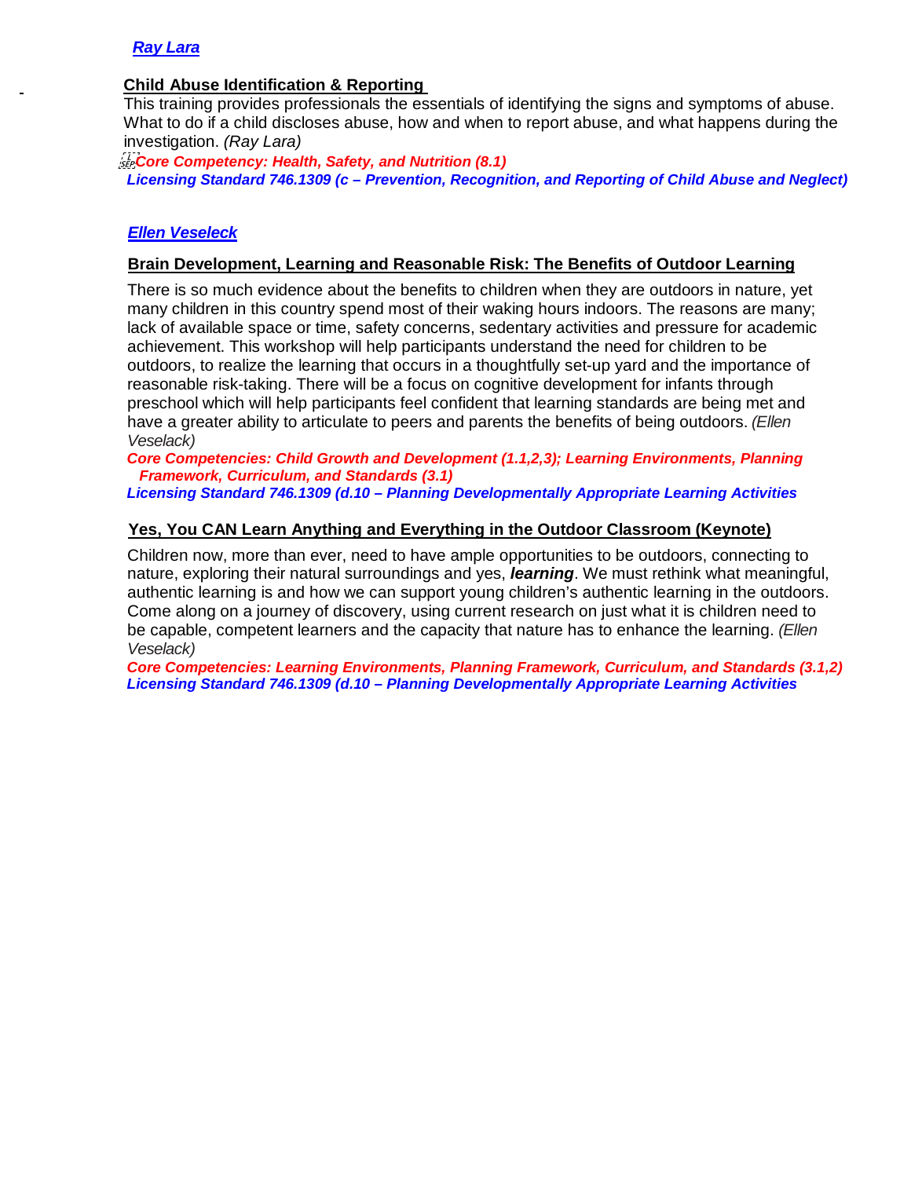***Ray Lara***

**Child Abuse Identification & Reporting**

This training provides professionals the essentials of identifying the signs and symptoms of abuse. What to do if a child discloses abuse, how and when to report abuse, and what happens during the investigation. *(Ray Lara)*

***Core Competency: Health, Safety, and Nutrition (8.1)***

***Licensing Standard 746.1309 (c – Prevention, Recognition, and Reporting of Child Abuse and Neglect)***

***Ellen Veseleck***

**Brain Development, Learning and Reasonable Risk: The Benefits of Outdoor Learning**

There is so much evidence about the benefits to children when they are outdoors in nature, yet many children in this country spend most of their waking hours indoors. The reasons are many; lack of available space or time, safety concerns, sedentary activities and pressure for academic achievement. This workshop will help participants understand the need for children to be outdoors, to realize the learning that occurs in a thoughtfully set-up yard and the importance of reasonable risk-taking. There will be a focus on cognitive development for infants through preschool which will help participants feel confident that learning standards are being met and have a greater ability to articulate to peers and parents the benefits of being outdoors. *(Ellen Veselack)*

***Core Competencies: Child Growth and Development (1.1,2,3); Learning Environments, Planning Framework, Curriculum, and Standards (3.1)***

***Licensing Standard 746.1309 (d.10 – Planning Developmentally Appropriate Learning Activities***

**Yes, You CAN Learn Anything and Everything in the Outdoor Classroom (Keynote)**

Children now, more than ever, need to have ample opportunities to be outdoors, connecting to nature, exploring their natural surroundings and yes, ***learning***. We must rethink what meaningful, authentic learning is and how we can support young children's authentic learning in the outdoors. Come along on a journey of discovery, using current research on just what it is children need to be capable, competent learners and the capacity that nature has to enhance the learning. *(Ellen Veselack)*

***Core Competencies: Learning Environments, Planning Framework, Curriculum, and Standards (3.1,2)***

***Licensing Standard 746.1309 (d.10 – Planning Developmentally Appropriate Learning Activities***